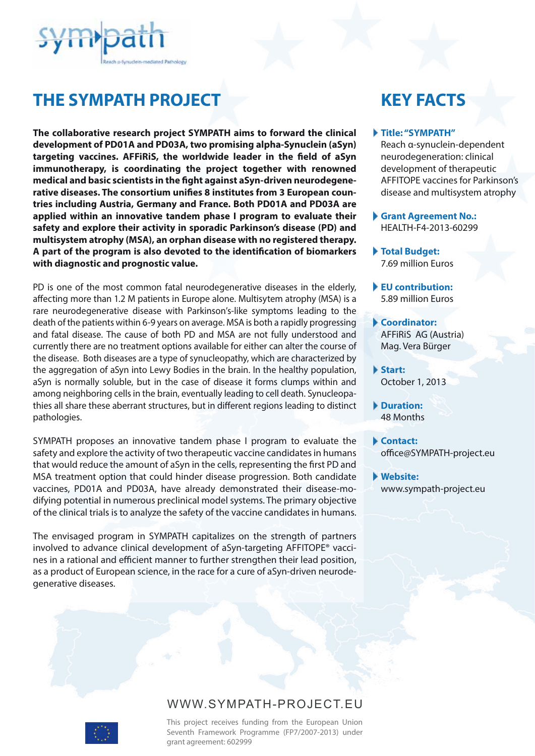sympath

Reach α-Synuclein-mediated Pathology

# THE SYMPATH PROJECT

**The collaborative research project SYMPATH aims to forward the clinical development of PD01A and PD03A, two promising alpha-Synuclein (aSyn) targeting vaccines. AFFiRiS, the worldwide leader in the field of aSyn immunotherapy, is coordinating the project together with renowned medical and basic scientists in the fight against aSyn-driven neurodegenerative diseases. The consortium unifies 8 institutes from 3 European countries including Austria, Germany and France. Both PD01A and PD03A are applied within an innovative tandem phase I program to evaluate their safety and explore their activity in sporadic Parkinson's disease (PD) and multisystem atrophy (MSA), an orphan disease with no registered therapy. A part of the program is also devoted to the identification of biomarkers with diagnostic and prognostic value.**

PD is one of the most common fatal neurodegenerative diseases in the elderly, affecting more than 1.2 M patients in Europe alone. Multisytem atrophy (MSA) is a rare neurodegenerative disease with Parkinson's-like symptoms leading to the death of the patients within 6-9 years on average. MSA is both a rapidly progressing and fatal disease. The cause of both PD and MSA are not fully understood and currently there are no treatment options available for either can alter the course of the disease. Both diseases are a type of synucleopathy, which are characterized by the aggregation of aSyn into Lewy Bodies in the brain. In the healthy population, aSyn is normally soluble, but in the case of disease it forms clumps within and among neighboring cells in the brain, eventually leading to cell death. Synucleopathies all share these aberrant structures, but in different regions leading to distinct pathologies.

SYMPATH proposes an innovative tandem phase I program to evaluate the safety and explore the activity of two therapeutic vaccine candidates in humans that would reduce the amount of aSyn in the cells, representing the first PD and MSA treatment option that could hinder disease progression. Both candidate vaccines, PD01A and PD03A, have already demonstrated their disease-modifying potential in numerous preclinical model systems. The primary objective of the clinical trials is to analyze the safety of the vaccine candidates in humans.

The envisaged program in SYMPATH capitalizes on the strength of partners involved to advance clinical development of aSyn-targeting AFFITOPE® vaccines in a rational and efficient manner to further strengthen their lead position, as a product of European science, in the race for a cure of aSyn-driven neurodegenerative diseases.

# KEY FACTS

- **Title: "SYMPATH"**
  Reach α-synuclein-dependent neurodegeneration: clinical development of therapeutic AFFITOPE vaccines for Parkinson's disease and multisystem atrophy
- **Grant Agreement No.:**
  HEALTH-F4-2013-60299
- **Total Budget:**
  7.69 million Euros
- **EU contribution:**
  5.89 million Euros
- **Coordinator:**
  AFFiRiS AG (Austria)
  Mag. Vera Bürger
- **Start:**
  October 1, 2013
- **Duration:**
  48 Months
- **Contact:**
  office@SYMPATH-project.eu
- **Website:**
  www.sympath-project.eu

WWW.SYMPATH-PROJECT.EU

This project receives funding from the European Union Seventh Framework Programme (FP7/2007-2013) under grant agreement: 602999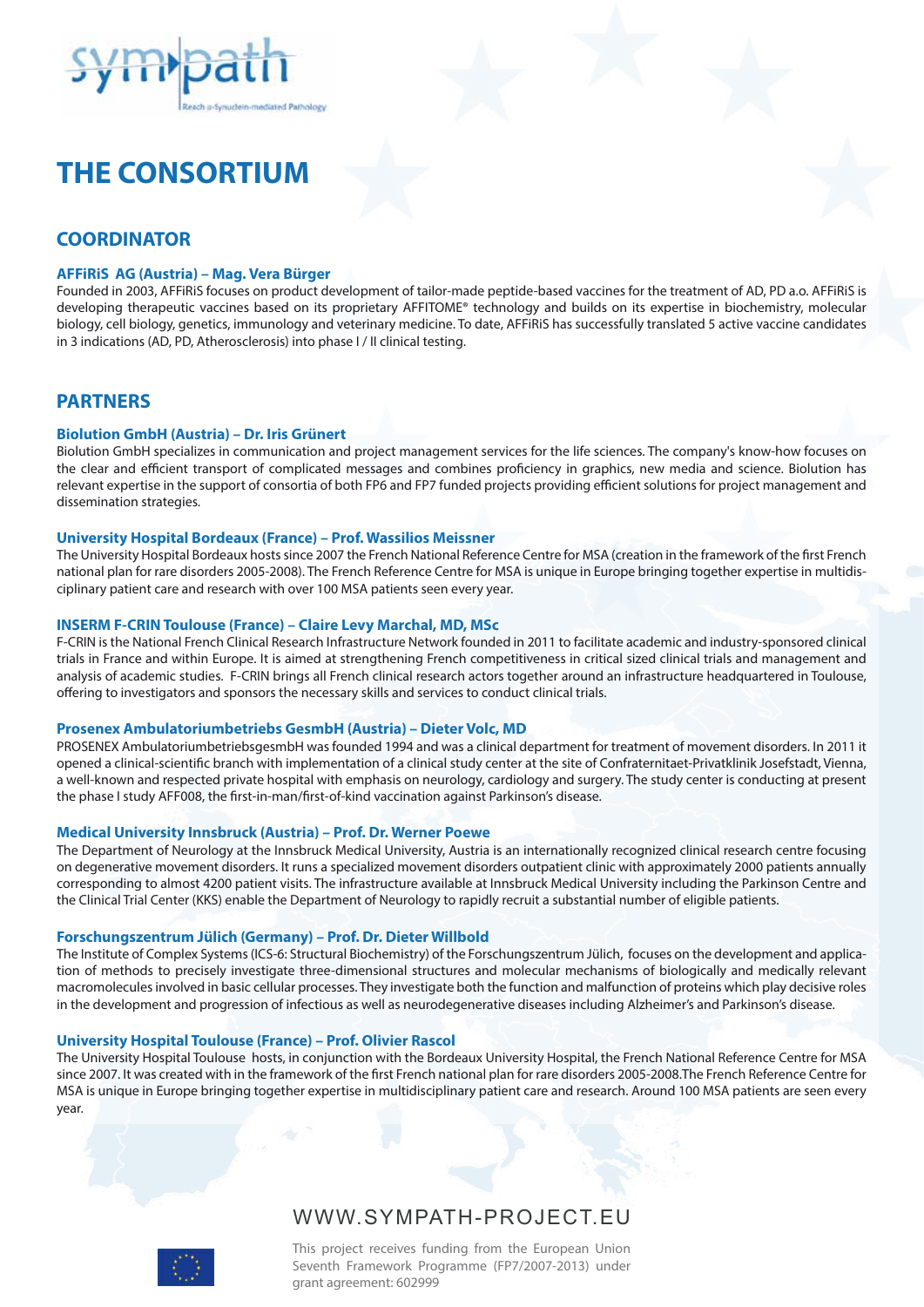sympath

Reach α-Synuclein-mediated Pathology

# THE CONSORTIUM

## COORDINATOR

### AFFiRiS AG (Austria) – Mag. Vera Bürger

Founded in 2003, AFFiRiS focuses on product development of tailor-made peptide-based vaccines for the treatment of AD, PD a.o. AFFiRiS is developing therapeutic vaccines based on its proprietary AFFITOME® technology and builds on its expertise in biochemistry, molecular biology, cell biology, genetics, immunology and veterinary medicine. To date, AFFiRiS has successfully translated 5 active vaccine candidates in 3 indications (AD, PD, Atherosclerosis) into phase I / II clinical testing.

## PARTNERS

### Biolution GmbH (Austria) – Dr. Iris Grünert

Biolution GmbH specializes in communication and project management services for the life sciences. The company's know-how focuses on the clear and efficient transport of complicated messages and combines proficiency in graphics, new media and science. Biolution has relevant expertise in the support of consortia of both FP6 and FP7 funded projects providing efficient solutions for project management and dissemination strategies.

### University Hospital Bordeaux (France) – Prof. Wassilios Meissner

The University Hospital Bordeaux hosts since 2007 the French National Reference Centre for MSA (creation in the framework of the first French national plan for rare disorders 2005-2008). The French Reference Centre for MSA is unique in Europe bringing together expertise in multidisciplinary patient care and research with over 100 MSA patients seen every year.

### INSERM F-CRIN Toulouse (France) – Claire Levy Marchal, MD, MSc

F-CRIN is the National French Clinical Research Infrastructure Network founded in 2011 to facilitate academic and industry-sponsored clinical trials in France and within Europe. It is aimed at strengthening French competitiveness in critical sized clinical trials and management and analysis of academic studies. F-CRIN brings all French clinical research actors together around an infrastructure headquartered in Toulouse, offering to investigators and sponsors the necessary skills and services to conduct clinical trials.

### Prosenex Ambulatoriumbetriebs GesmbH (Austria) – Dieter Volc, MD

PROSENEX AmbulatoriumbetriebsgesmbH was founded 1994 and was a clinical department for treatment of movement disorders. In 2011 it opened a clinical-scientific branch with implementation of a clinical study center at the site of Confraternitaet-Privatklinik Josefstadt, Vienna, a well-known and respected private hospital with emphasis on neurology, cardiology and surgery. The study center is conducting at present the phase I study AFF008, the first-in-man/first-of-kind vaccination against Parkinson's disease.

### Medical University Innsbruck (Austria) – Prof. Dr. Werner Poewe

The Department of Neurology at the Innsbruck Medical University, Austria is an internationally recognized clinical research centre focusing on degenerative movement disorders. It runs a specialized movement disorders outpatient clinic with approximately 2000 patients annually corresponding to almost 4200 patient visits. The infrastructure available at Innsbruck Medical University including the Parkinson Centre and the Clinical Trial Center (KKS) enable the Department of Neurology to rapidly recruit a substantial number of eligible patients.

### Forschungszentrum Jülich (Germany) – Prof. Dr. Dieter Willbold

The Institute of Complex Systems (ICS-6: Structural Biochemistry) of the Forschungszentrum Jülich, focuses on the development and application of methods to precisely investigate three-dimensional structures and molecular mechanisms of biologically and medically relevant macromolecules involved in basic cellular processes. They investigate both the function and malfunction of proteins which play decisive roles in the development and progression of infectious as well as neurodegenerative diseases including Alzheimer's and Parkinson's disease.

### University Hospital Toulouse (France) – Prof. Olivier Rascol

The University Hospital Toulouse hosts, in conjunction with the Bordeaux University Hospital, the French National Reference Centre for MSA since 2007. It was created with in the framework of the first French national plan for rare disorders 2005-2008.The French Reference Centre for MSA is unique in Europe bringing together expertise in multidisciplinary patient care and research. Around 100 MSA patients are seen every year.

WWW.SYMPATH-PROJECT.EU

This project receives funding from the European Union Seventh Framework Programme (FP7/2007-2013) under grant agreement: 602999